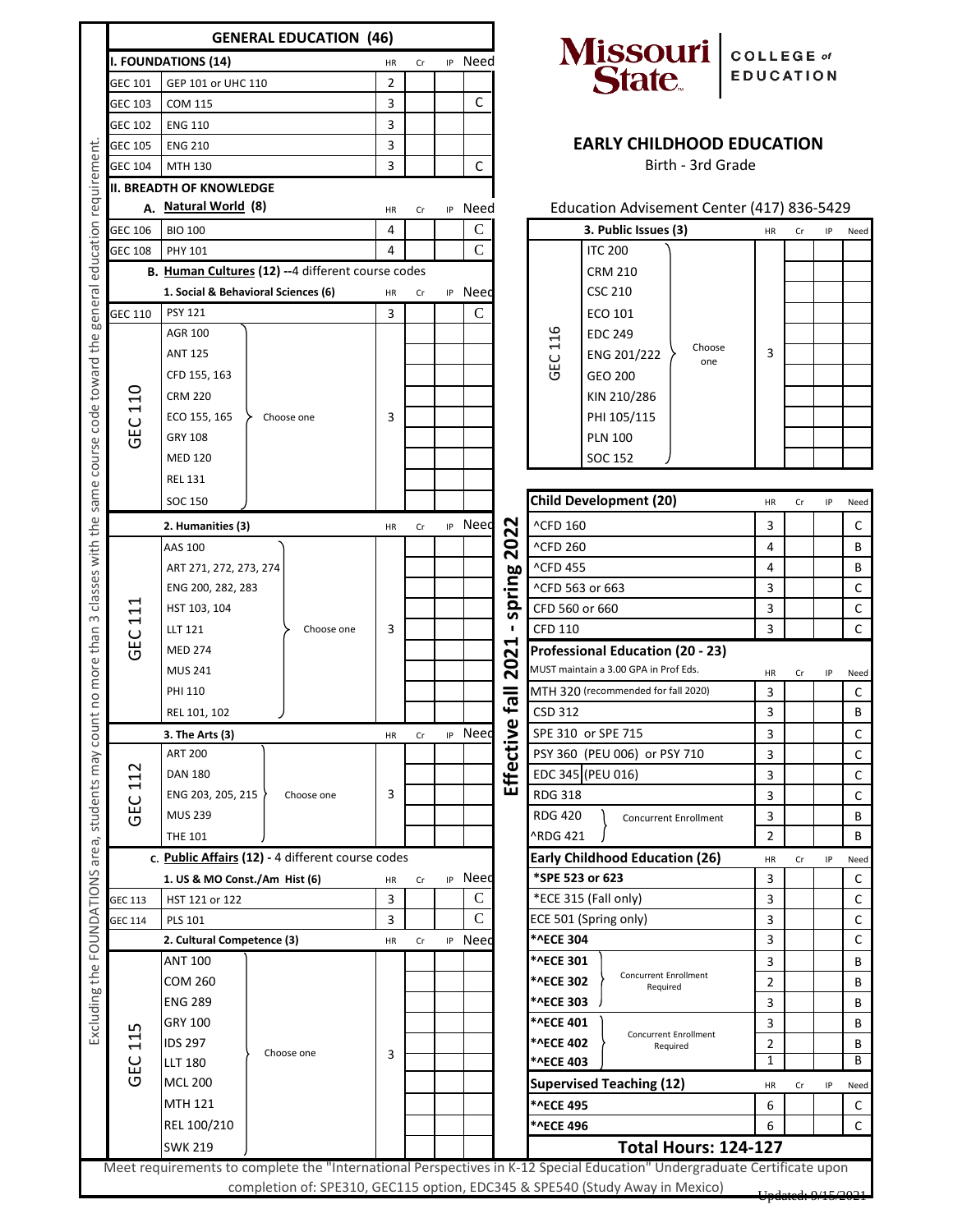# Missouri State — COLLEGE of EDUCATION

## EARLY CHILDHOOD EDUCATION

Birth - 3rd Grade

Education Advisement Center (417) 836-5429

## GENERAL EDUCATION (46)

*Excluding the FOUNDATIONS area, students may count no more than 3 classes with the same course code toward the general education requirement.*

| I. FOUNDATIONS (14) | | HR | Cr | IP | Need |
|---|---|---|---|---|---|
| GEC 101 | GEP 101 or UHC 110 | 2 | | | |
| GEC 103 | COM 115 | 3 | | | C |
| GEC 102 | ENG 110 | 3 | | | |
| GEC 105 | ENG 210 | 3 | | | |
| GEC 104 | MTH 130 | 3 | | | C |

### II. BREADTH OF KNOWLEDGE

| A. Natural World (8) | | HR | Cr | IP | Need |
|---|---|---|---|---|---|
| GEC 106 | BIO 100 | 4 | | | C |
| GEC 108 | PHY 101 | 4 | | | C |

**B. Human Cultures (12)** --4 different course codes

| 1. Social & Behavioral Sciences (6) | | HR | Cr | IP | Need |
|---|---|---|---|---|---|
| GEC 110 | PSY 121 | 3 | | | C |
| GEC 110 | Choose one: AGR 100, ANT 125, CFD 155, 163, CRM 220, ECO 155, 165, GRY 108, MED 120, REL 131, SOC 150 | 3 | | | |

| 2. Humanities (3) | | HR | Cr | IP | Need |
|---|---|---|---|---|---|
| GEC 111 | Choose one: AAS 100, ART 271, 272, 273, 274, ENG 200, 282, 283, HST 103, 104, LLT 121, MED 274, MUS 241, PHI 110, REL 101, 102 | 3 | | | |

| 3. The Arts (3) | | HR | Cr | IP | Need |
|---|---|---|---|---|---|
| GEC 112 | Choose one: ART 200, DAN 180, ENG 203, 205, 215, MUS 239, THE 101 | 3 | | | |

**C. Public Affairs (12)** - 4 different course codes

| 1. US & MO Const./Am Hist (6) | | HR | Cr | IP | Need |
|---|---|---|---|---|---|
| GEC 113 | HST 121 or 122 | 3 | | | C |
| GEC 114 | PLS 101 | 3 | | | C |

| 2. Cultural Competence (3) | | HR | Cr | IP | Need |
|---|---|---|---|---|---|
| GEC 115 | Choose one: ANT 100, COM 260, ENG 289, GRY 100, IDS 297, LLT 180, MCL 200, MTH 121, REL 100/210, SWK 219 | 3 | | | |

| 3. Public Issues (3) | | HR | Cr | IP | Need |
|---|---|---|---|---|---|
| GEC 116 | Choose one: ITC 200, CRM 210, CSC 210, ECO 101, EDC 249, ENG 201/222, GEO 200, KIN 210/286, PHI 105/115, PLN 100, SOC 152 | 3 | | | |

**Effective fall 2021 - spring 2022**

| Child Development (20) | HR | Cr | IP | Need |
|---|---|---|---|---|
| ^CFD 160 | 3 | | | C |
| ^CFD 260 | 4 | | | B |
| ^CFD 455 | 4 | | | B |
| ^CFD 563 or 663 | 3 | | | C |
| CFD 560 or 660 | 3 | | | C |
| CFD 110 | 3 | | | C |

**Professional Education (20 - 23)**
MUST maintain a 3.00 GPA in Prof Eds.

| | HR | Cr | IP | Need |
|---|---|---|---|---|
| MTH 320 (recommended for fall 2020) | 3 | | | C |
| CSD 312 | 3 | | | B |
| SPE 310 or SPE 715 | 3 | | | C |
| PSY 360 (PEU 006) or PSY 710 | 3 | | | C |
| EDC 345 (PEU 016) | 3 | | | C |
| RDG 318 | 3 | | | C |
| RDG 420 (Concurrent Enrollment with ^RDG 421) | 3 | | | B |
| ^RDG 421 | 2 | | | B |

| Early Childhood Education (26) | HR | Cr | IP | Need |
|---|---|---|---|---|
| *SPE 523 or 623 | 3 | | | C |
| *ECE 315 (Fall only) | 3 | | | C |
| ECE 501 (Spring only) | 3 | | | C |
| *^ECE 304 | 3 | | | C |
| *^ECE 301 (Concurrent Enrollment Required: 301, 302, 303) | 3 | | | B |
| *^ECE 302 | 2 | | | B |
| *^ECE 303 | 3 | | | B |
| *^ECE 401 (Concurrent Enrollment Required: 401, 402, 403) | 3 | | | B |
| *^ECE 402 | 2 | | | B |
| *^ECE 403 | 1 | | | B |

| Supervised Teaching (12) | HR | Cr | IP | Need |
|---|---|---|---|---|
| *^ECE 495 | 6 | | | C |
| *^ECE 496 | 6 | | | C |

**Total Hours: 124-127**

Meet requirements to complete the "International Perspectives in K-12 Special Education" Undergraduate Certificate upon completion of: SPE310, GEC115 option, EDC345 & SPE540 (Study Away in Mexico)

Updated: 9/15/2021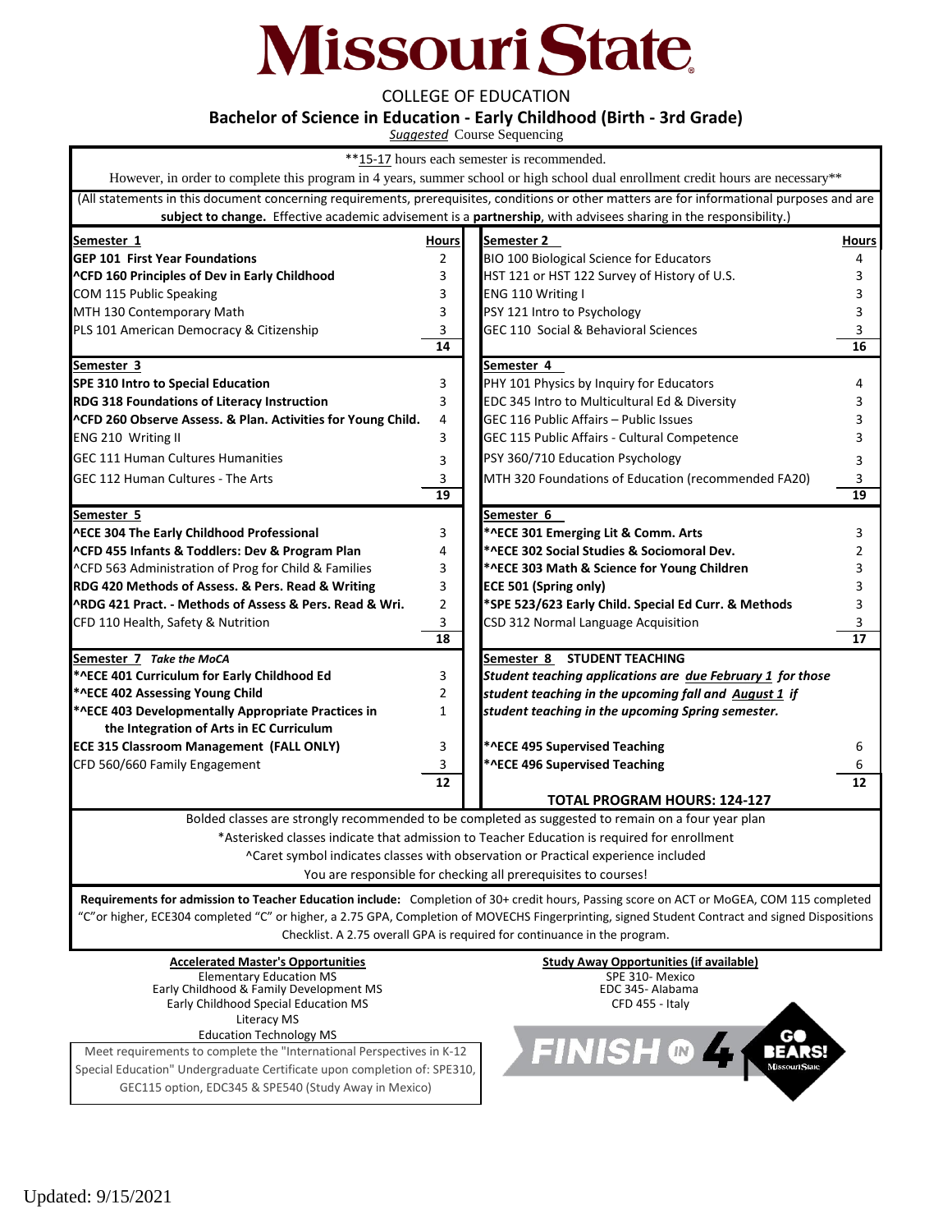# Missouri State

COLLEGE OF EDUCATION

## Bachelor of Science in Education - Early Childhood (Birth - 3rd Grade)

*Suggested* Course Sequencing

**15-17 hours each semester is recommended.
However, in order to complete this program in 4 years, summer school or high school dual enrollment credit hours are necessary**

(All statements in this document concerning requirements, prerequisites, conditions or other matters are for informational purposes and are **subject to change.** Effective academic advisement is a **partnership**, with advisees sharing in the responsibility.)

| Semester 1 | Hours | Semester 2 | Hours |
|---|---|---|---|
| **GEP 101 First Year Foundations** | 2 | BIO 100 Biological Science for Educators | 4 |
| **^CFD 160 Principles of Dev in Early Childhood** | 3 | HST 121 or HST 122 Survey of History of U.S. | 3 |
| COM 115 Public Speaking | 3 | ENG 110 Writing I | 3 |
| MTH 130 Contemporary Math | 3 | PSY 121 Intro to Psychology | 3 |
| PLS 101 American Democracy & Citizenship | 3 | GEC 110 Social & Behavioral Sciences | 3 |
| | **14** | | **16** |
| **Semester 3** | | **Semester 4** | |
| **SPE 310 Intro to Special Education** | 3 | PHY 101 Physics by Inquiry for Educators | 4 |
| **RDG 318 Foundations of Literacy Instruction** | 3 | EDC 345 Intro to Multicultural Ed & Diversity | 3 |
| **^CFD 260 Observe Assess. & Plan. Activities for Young Child.** | 4 | GEC 116 Public Affairs – Public Issues | 3 |
| ENG 210 Writing II | 3 | GEC 115 Public Affairs - Cultural Competence | 3 |
| GEC 111 Human Cultures Humanities | 3 | PSY 360/710 Education Psychology | 3 |
| GEC 112 Human Cultures - The Arts | 3 | MTH 320 Foundations of Education (recommended FA20) | 3 |
| | **19** | | **19** |
| **Semester 5** | | **Semester 6** | |
| **^ECE 304 The Early Childhood Professional** | 3 | **\*^ECE 301 Emerging Lit & Comm. Arts** | 3 |
| **^CFD 455 Infants & Toddlers: Dev & Program Plan** | 4 | **\*^ECE 302 Social Studies & Sociomoral Dev.** | 2 |
| ^CFD 563 Administration of Prog for Child & Families | 3 | **\*^ECE 303 Math & Science for Young Children** | 3 |
| **RDG 420 Methods of Assess. & Pers. Read & Writing** | 3 | **ECE 501 (Spring only)** | 3 |
| **^RDG 421 Pract. - Methods of Assess & Pers. Read & Wri.** | 2 | **\*SPE 523/623 Early Child. Special Ed Curr. & Methods** | 3 |
| CFD 110 Health, Safety & Nutrition | 3 | CSD 312 Normal Language Acquisition | 3 |
| | **18** | | **17** |
| **Semester 7** *Take the MoCA* | | **Semester 8 STUDENT TEACHING** | |
| **\*^ECE 401 Curriculum for Early Childhood Ed** | 3 | ***Student teaching applications are due February 1 for those student teaching in the upcoming fall and August 1 if student teaching in the upcoming Spring semester.*** | |
| **\*^ECE 402 Assessing Young Child** | 2 | | |
| **\*^ECE 403 Developmentally Appropriate Practices in the Integration of Arts in EC Curriculum** | 1 | | |
| **ECE 315 Classroom Management (FALL ONLY)** | 3 | **\*^ECE 495 Supervised Teaching** | 6 |
| CFD 560/660 Family Engagement | 3 | **\*^ECE 496 Supervised Teaching** | 6 |
| | **12** | | **12** |
| | | **TOTAL PROGRAM HOURS: 124-127** | |

Bolded classes are strongly recommended to be completed as suggested to remain on a four year plan

\*Asterisked classes indicate that admission to Teacher Education is required for enrollment

^Caret symbol indicates classes with observation or Practical experience included

You are responsible for checking all prerequisites to courses!

**Requirements for admission to Teacher Education include:** Completion of 30+ credit hours, Passing score on ACT or MoGEA, COM 115 completed "C" or higher, ECE304 completed "C" or higher, a 2.75 GPA, Completion of MOVECHS Fingerprinting, signed Student Contract and signed Dispositions Checklist. A 2.75 overall GPA is required for continuance in the program.

**Accelerated Master's Opportunities**

Elementary Education MS
Early Childhood & Family Development MS
Early Childhood Special Education MS
Literacy MS
Education Technology MS

Meet requirements to complete the "International Perspectives in K-12 Special Education" Undergraduate Certificate upon completion of: SPE310, GEC115 option, EDC345 & SPE540 (Study Away in Mexico)

**Study Away Opportunities (if available)**

SPE 310- Mexico
EDC 345- Alabama
CFD 455 - Italy

FINISH IN 4 GO BEARS! Missouri State

Updated: 9/15/2021